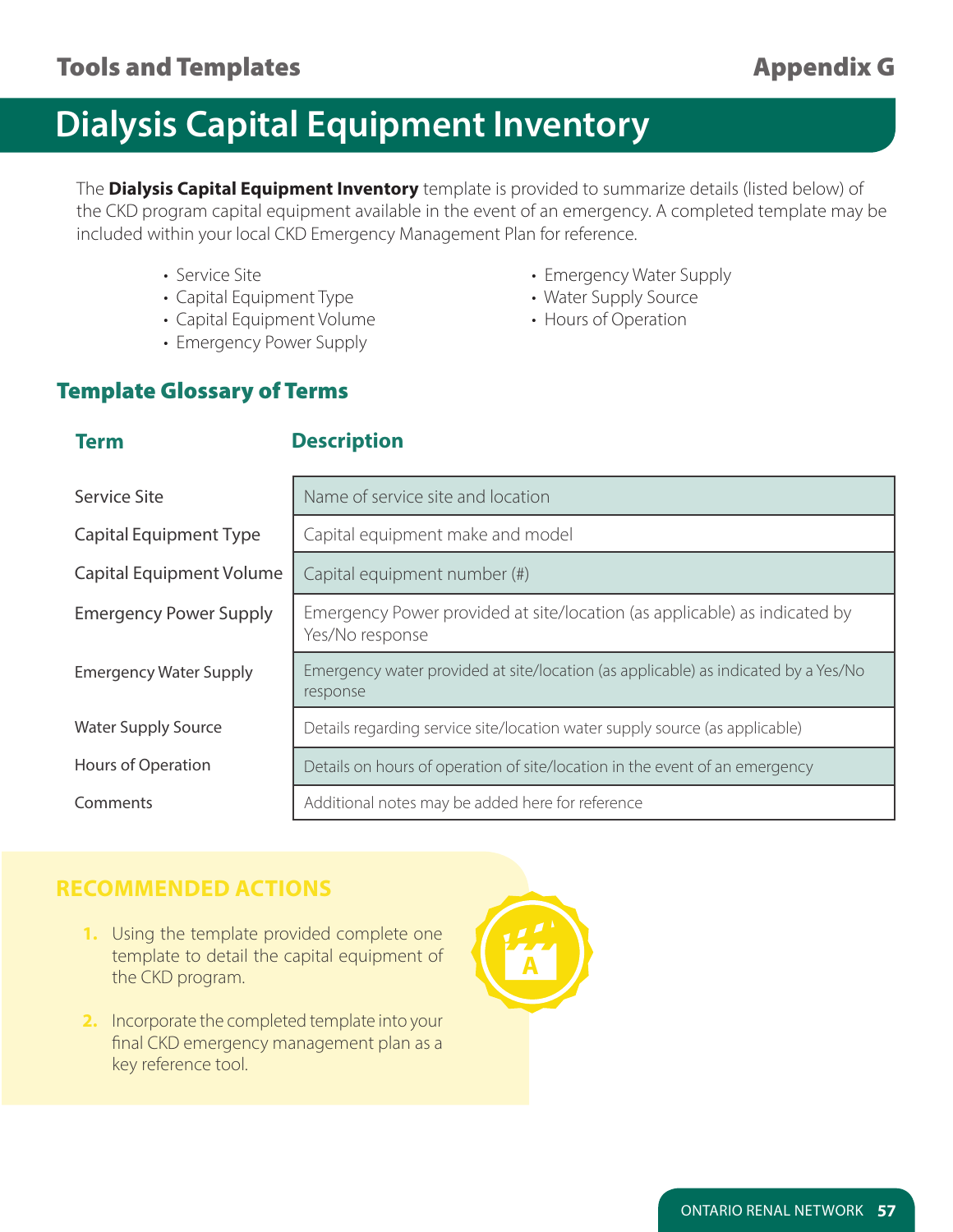# Dialysis Capital Equipment Inventory

The **Dialysis Capital Equipment Inventory** template is provided to summarize details (listed below) of the CKD program capital equipment available in the event of an emergency. A completed template may be included within your local CKD Emergency Management Plan for reference.

- Service Site
- Capital Equipment Type
- Capital Equipment Volume
- Emergency Power Supply
- Emergency Water Supply
- Water Supply Source
- Hours of Operation

## Template Glossary of Terms

| Term | Description |
| --- | --- |
| Service Site | Name of service site and location |
| Capital Equipment Type | Capital equipment make and model |
| Capital Equipment Volume | Capital equipment number (#) |
| Emergency Power Supply | Emergency Power provided at site/location (as applicable) as indicated by Yes/No response |
| Emergency Water Supply | Emergency water provided at site/location (as applicable) as indicated by a Yes/No response |
| Water Supply Source | Details regarding service site/location water supply source (as applicable) |
| Hours of Operation | Details on hours of operation of site/location in the event of an emergency |
| Comments | Additional notes may be added here for reference |

## RECOMMENDED ACTIONS

1. Using the template provided complete one template to detail the capital equipment of the CKD program.
2. Incorporate the completed template into your final CKD emergency management plan as a key reference tool.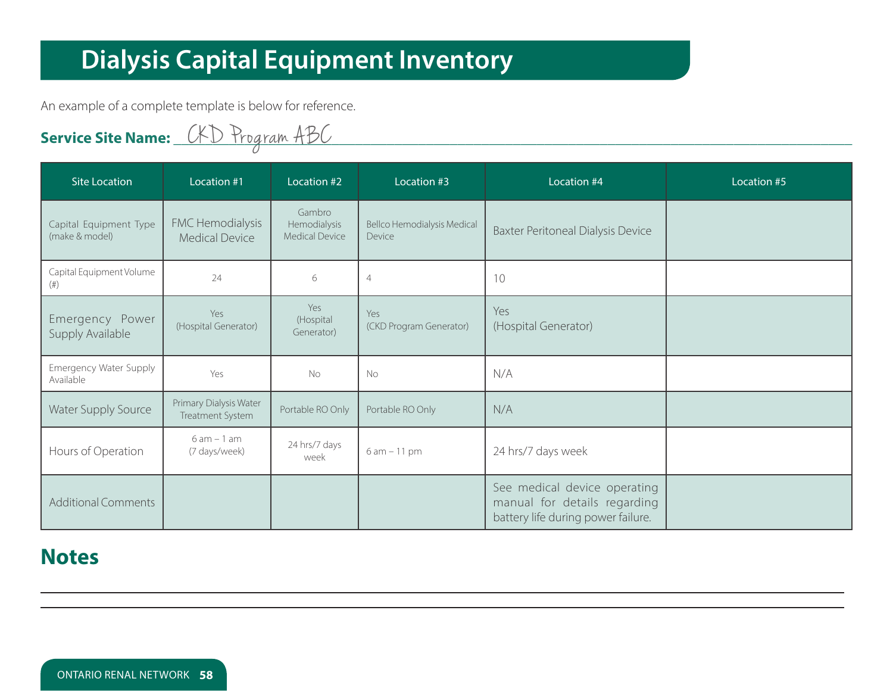# Dialysis Capital Equipment Inventory

An example of a complete template is below for reference.

**Service Site Name:** CKD Program ABC

| Site Location | Location #1 | Location #2 | Location #3 | Location #4 | Location #5 |
|---|---|---|---|---|---|
| Capital Equipment Type (make & model) | FMC Hemodialysis Medical Device | Gambro Hemodialysis Medical Device | Bellco Hemodialysis Medical Device | Baxter Peritoneal Dialysis Device | |
| Capital Equipment Volume (#) | 24 | 6 | 4 | 10 | |
| Emergency Power Supply Available | Yes (Hospital Generator) | Yes (Hospital Generator) | Yes (CKD Program Generator) | Yes (Hospital Generator) | |
| Emergency Water Supply Available | Yes | No | No | N/A | |
| Water Supply Source | Primary Dialysis Water Treatment System | Portable RO Only | Portable RO Only | N/A | |
| Hours of Operation | 6 am – 1 am (7 days/week) | 24 hrs/7 days week | 6 am – 11 pm | 24 hrs/7 days week | |
| Additional Comments | | | | See medical device operating manual for details regarding battery life during power failure. | |

## Notes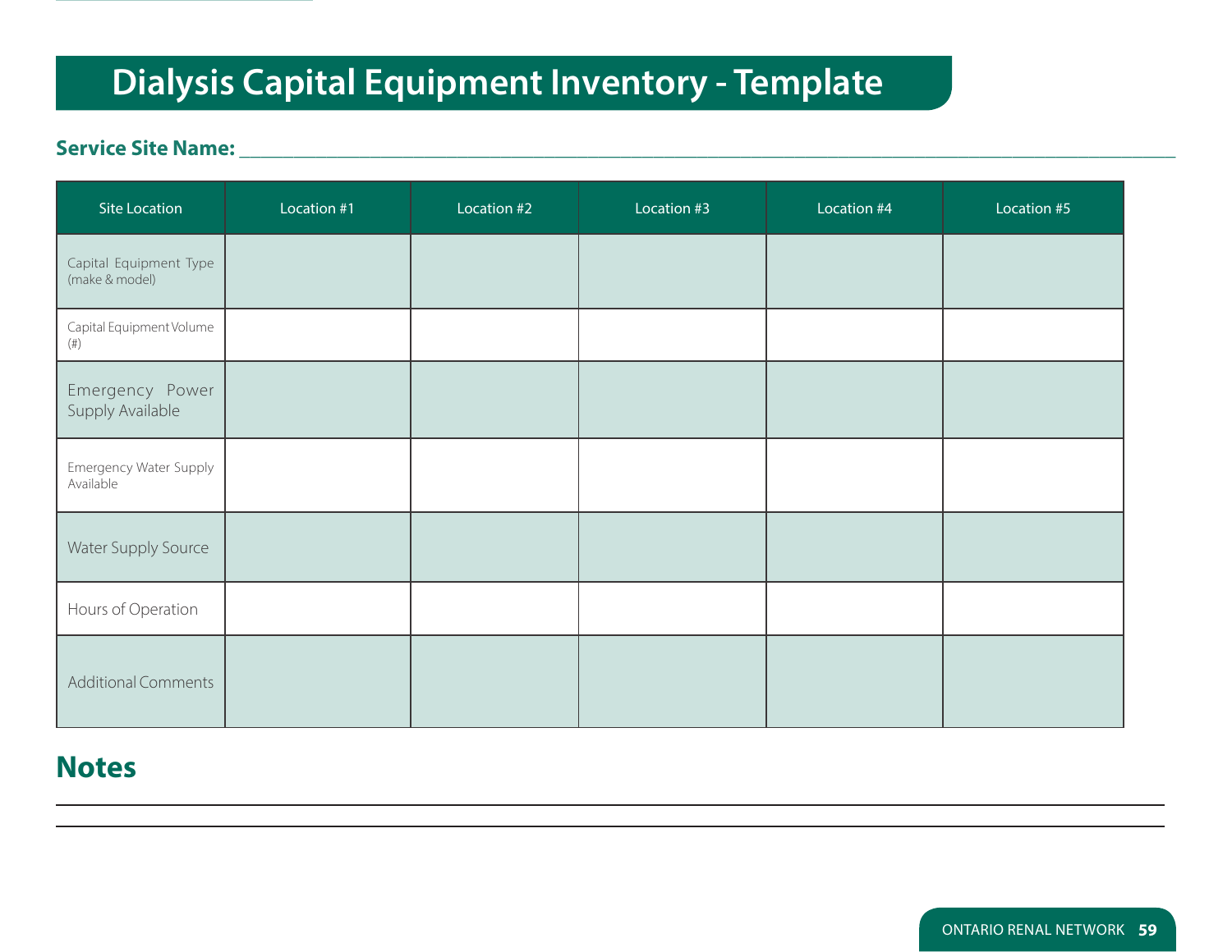# Dialysis Capital Equipment Inventory - Template

**Service Site Name:** ___________________________________________

| Site Location | Location #1 | Location #2 | Location #3 | Location #4 | Location #5 |
|---|---|---|---|---|---|
| Capital Equipment Type (make & model) | | | | | |
| Capital Equipment Volume (#) | | | | | |
| Emergency Power Supply Available | | | | | |
| Emergency Water Supply Available | | | | | |
| Water Supply Source | | | | | |
| Hours of Operation | | | | | |
| Additional Comments | | | | | |

## Notes

___________________________________________

___________________________________________